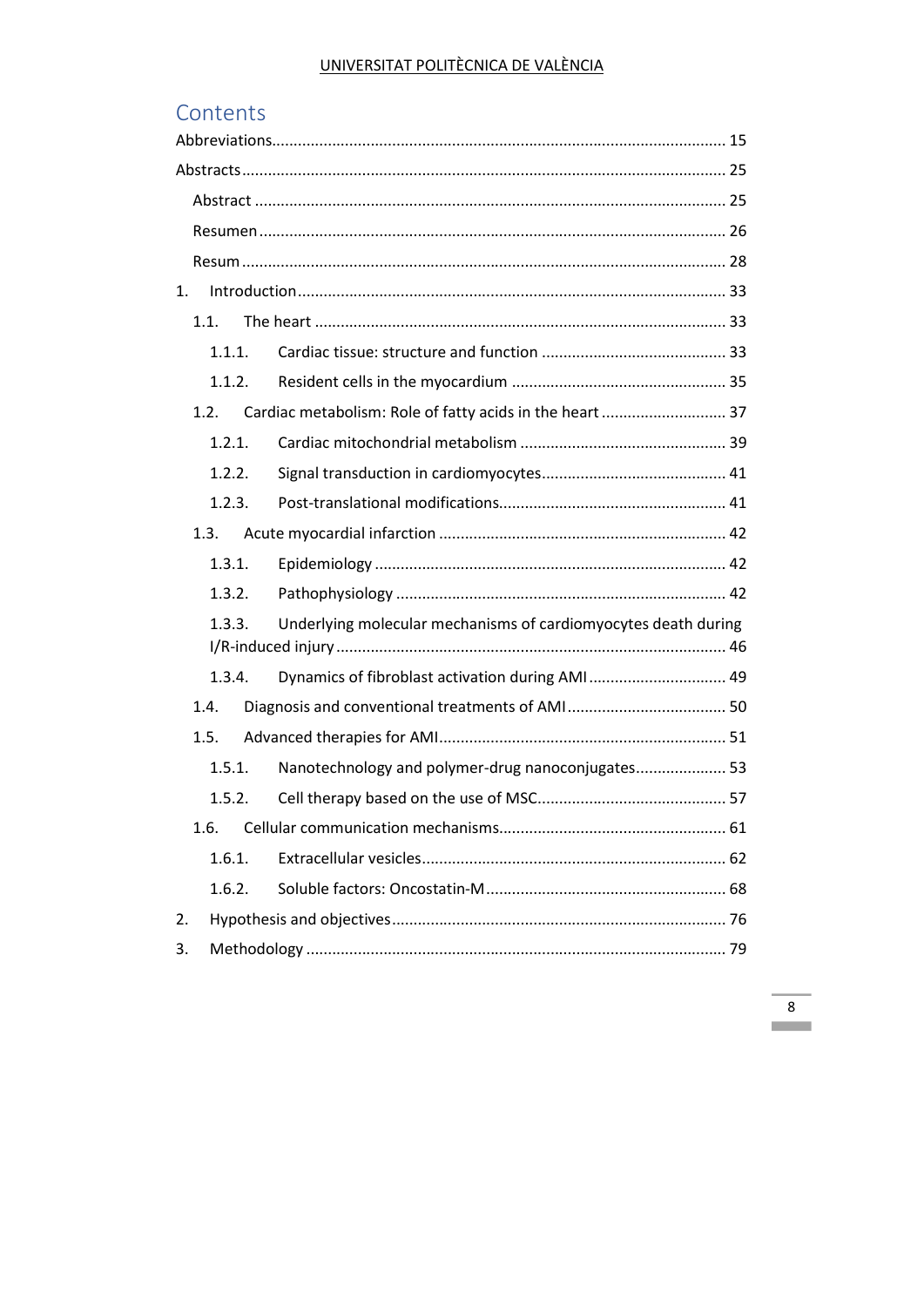# Contents

Abbreviations ........................................................................................................ 15

Abstracts ............................................................................................................... 25

- Abstract ............................................................................................................ 25
- Resumen .......................................................................................................... 26
- Resum ............................................................................................................... 28

1. Introduction .................................................................................................. 33
   - 1.1. The heart .............................................................................................. 33
     - 1.1.1. Cardiac tissue: structure and function ........................................... 33
     - 1.1.2. Resident cells in the myocardium .................................................. 35
   - 1.2. Cardiac metabolism: Role of fatty acids in the heart ............................ 37
     - 1.2.1. Cardiac mitochondrial metabolism ................................................ 39
     - 1.2.2. Signal transduction in cardiomyocytes ........................................... 41
     - 1.2.3. Post-translational modifications .................................................... 41
   - 1.3. Acute myocardial infarction .................................................................. 42
     - 1.3.1. Epidemiology ................................................................................. 42
     - 1.3.2. Pathophysiology ............................................................................ 42
     - 1.3.3. Underlying molecular mechanisms of cardiomyocytes death during I/R-induced injury ........................................................................................ 46
     - 1.3.4. Dynamics of fibroblast activation during AMI ................................ 49
   - 1.4. Diagnosis and conventional treatments of AMI ..................................... 50
   - 1.5. Advanced therapies for AMI .................................................................. 51
     - 1.5.1. Nanotechnology and polymer-drug nanoconjugates ..................... 53
     - 1.5.2. Cell therapy based on the use of MSC ............................................ 57
   - 1.6. Cellular communication mechanisms .................................................... 61
     - 1.6.1. Extracellular vesicles ...................................................................... 62
     - 1.6.2. Soluble factors: Oncostatin-M ....................................................... 68
2. Hypothesis and objectives ............................................................................. 76
3. Methodology ................................................................................................ 79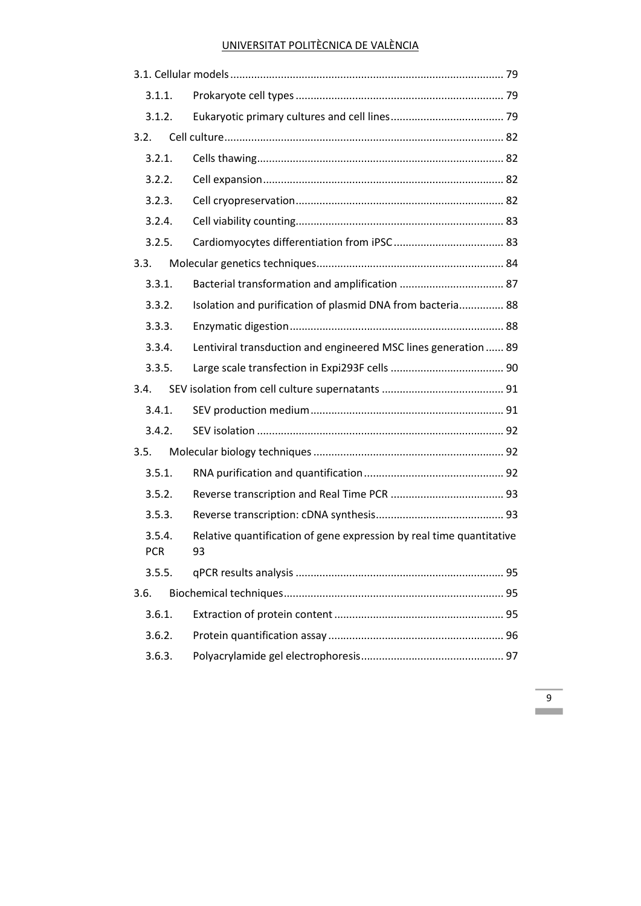3.1. Cellular models ........................................................................................... 79

- 3.1.1. Prokaryote cell types ..................................................................... 79
- 3.1.2. Eukaryotic primary cultures and cell lines ...................................... 79

3.2. Cell culture ............................................................................................ 82

- 3.2.1. Cells thawing .................................................................................. 82
- 3.2.2. Cell expansion ................................................................................ 82
- 3.2.3. Cell cryopreservation ..................................................................... 82
- 3.2.4. Cell viability counting ..................................................................... 83
- 3.2.5. Cardiomyocytes differentiation from iPSC ..................................... 83

3.3. Molecular genetics techniques .............................................................. 84

- 3.3.1. Bacterial transformation and amplification ................................... 87
- 3.3.2. Isolation and purification of plasmid DNA from bacteria ............... 88
- 3.3.3. Enzymatic digestion ....................................................................... 88
- 3.3.4. Lentiviral transduction and engineered MSC lines generation ...... 89
- 3.3.5. Large scale transfection in Expi293F cells ...................................... 90

3.4. SEV isolation from cell culture supernatants ......................................... 91

- 3.4.1. SEV production medium ................................................................ 91
- 3.4.2. SEV isolation .................................................................................. 92

3.5. Molecular biology techniques ............................................................... 92

- 3.5.1. RNA purification and quantification ............................................... 92
- 3.5.2. Reverse transcription and Real Time PCR ...................................... 93
- 3.5.3. Reverse transcription: cDNA synthesis ........................................... 93
- 3.5.4. Relative quantification of gene expression by real time quantitative PCR 93
- 3.5.5. qPCR results analysis ..................................................................... 95

3.6. Biochemical techniques ......................................................................... 95

- 3.6.1. Extraction of protein content ......................................................... 95
- 3.6.2. Protein quantification assay ........................................................... 96
- 3.6.3. Polyacrylamide gel electrophoresis ................................................ 97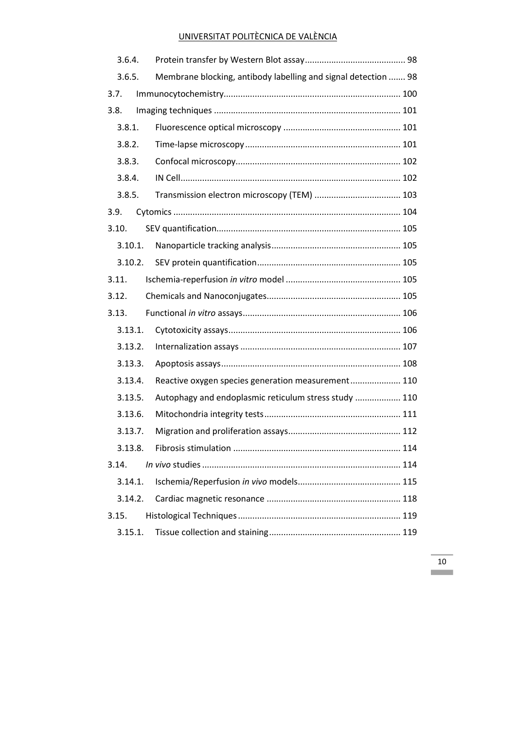3.6.4. Protein transfer by Western Blot assay ........................................ 98

3.6.5. Membrane blocking, antibody labelling and signal detection ....... 98

3.7. Immunocytochemistry ........................................................................ 100

3.8. Imaging techniques ............................................................................ 101

3.8.1. Fluorescence optical microscopy ................................................ 101

3.8.2. Time-lapse microscopy ................................................................ 101

3.8.3. Confocal microscopy .................................................................... 102

3.8.4. IN Cell .......................................................................................... 102

3.8.5. Transmission electron microscopy (TEM) .................................... 103

3.9. Cytomics ............................................................................................ 104

3.10. SEV quantification ........................................................................... 105

3.10.1. Nanoparticle tracking analysis ..................................................... 105

3.10.2. SEV protein quantification ........................................................... 105

3.11. Ischemia-reperfusion *in vitro* model ............................................... 105

3.12. Chemicals and Nanoconjugates ....................................................... 105

3.13. Functional *in vitro* assays ................................................................ 106

3.13.1. Cytotoxicity assays ....................................................................... 106

3.13.2. Internalization assays .................................................................. 107

3.13.3. Apoptosis assays .......................................................................... 108

3.13.4. Reactive oxygen species generation measurement ..................... 110

3.13.5. Autophagy and endoplasmic reticulum stress study ................... 110

3.13.6. Mitochondria integrity tests ........................................................ 111

3.13.7. Migration and proliferation assays .............................................. 112

3.13.8. Fibrosis stimulation ..................................................................... 114

3.14. *In vivo* studies ................................................................................. 114

3.14.1. Ischemia/Reperfusion *in vivo* models .......................................... 115

3.14.2. Cardiac magnetic resonance ....................................................... 118

3.15. Histological Techniques ................................................................... 119

3.15.1. Tissue collection and staining ...................................................... 119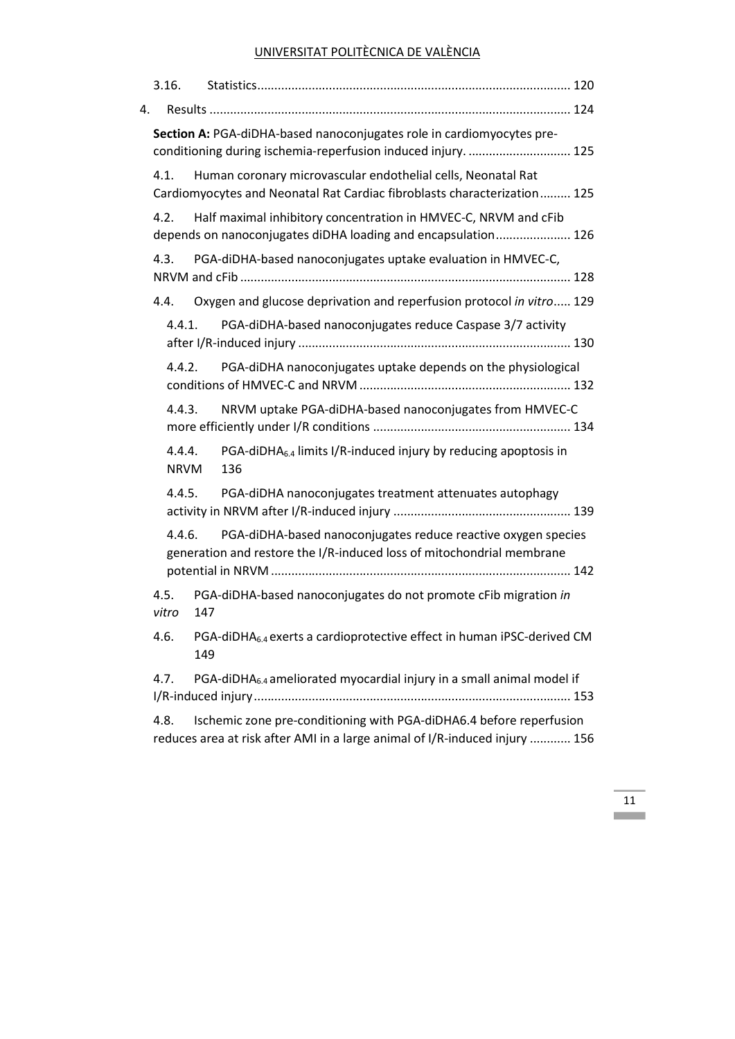3.16. Statistics .......................................................................................... 120

4. Results ......................................................................................................... 124

**Section A:** PGA-diDHA-based nanoconjugates role in cardiomyocytes pre-conditioning during ischemia-reperfusion induced injury. .............................. 125

4.1. Human coronary microvascular endothelial cells, Neonatal Rat Cardiomyocytes and Neonatal Rat Cardiac fibroblasts characterization ......... 125

4.2. Half maximal inhibitory concentration in HMVEC-C, NRVM and cFib depends on nanoconjugates diDHA loading and encapsulation ...................... 126

4.3. PGA-diDHA-based nanoconjugates uptake evaluation in HMVEC-C, NRVM and cFib ................................................................................................ 128

4.4. Oxygen and glucose deprivation and reperfusion protocol *in vitro* ..... 129

4.4.1. PGA-diDHA-based nanoconjugates reduce Caspase 3/7 activity after I/R-induced injury ............................................................................... 130

4.4.2. PGA-diDHA nanoconjugates uptake depends on the physiological conditions of HMVEC-C and NRVM ............................................................. 132

4.4.3. NRVM uptake PGA-diDHA-based nanoconjugates from HMVEC-C more efficiently under I/R conditions ......................................................... 134

4.4.4. PGA-diDHA$_{6.4}$ limits I/R-induced injury by reducing apoptosis in NRVM 136

4.4.5. PGA-diDHA nanoconjugates treatment attenuates autophagy activity in NRVM after I/R-induced injury ................................................... 139

4.4.6. PGA-diDHA-based nanoconjugates reduce reactive oxygen species generation and restore the I/R-induced loss of mitochondrial membrane potential in NRVM ...................................................................................... 142

4.5. PGA-diDHA-based nanoconjugates do not promote cFib migration *in vitro* 147

4.6. PGA-diDHA$_{6.4}$ exerts a cardioprotective effect in human iPSC-derived CM 149

4.7. PGA-diDHA$_{6.4}$ ameliorated myocardial injury in a small animal model if I/R-induced injury ........................................................................................... 153

4.8. Ischemic zone pre-conditioning with PGA-diDHA6.4 before reperfusion reduces area at risk after AMI in a large animal of I/R-induced injury ............ 156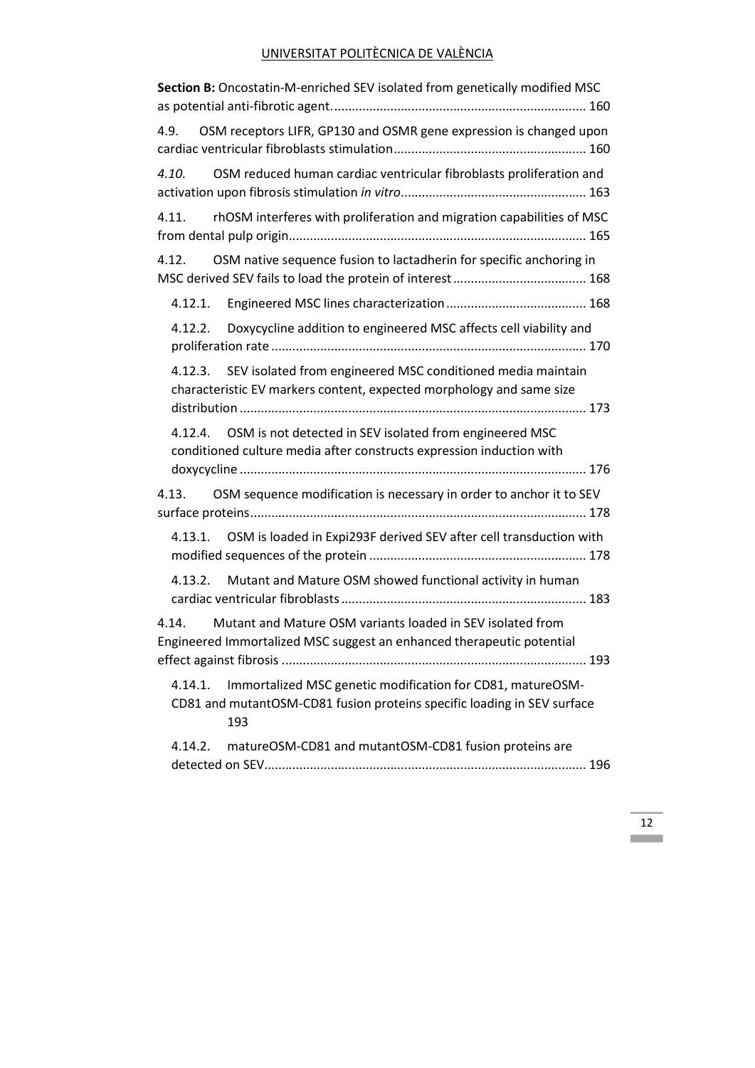**Section B:** Oncostatin-M-enriched SEV isolated from genetically modified MSC as potential anti-fibrotic agent. ........................................................................ 160

4.9. OSM receptors LIFR, GP130 and OSMR gene expression is changed upon cardiac ventricular fibroblasts stimulation...................................................... 160

*4.10.* OSM reduced human cardiac ventricular fibroblasts proliferation and activation upon fibrosis stimulation *in vitro*.................................................... 163

4.11. rhOSM interferes with proliferation and migration capabilities of MSC from dental pulp origin.................................................................................... 165

4.12. OSM native sequence fusion to lactadherin for specific anchoring in MSC derived SEV fails to load the protein of interest ...................................... 168

- 4.12.1. Engineered MSC lines characterization ........................................ 168
- 4.12.2. Doxycycline addition to engineered MSC affects cell viability and proliferation rate ......................................................................................... 170
- 4.12.3. SEV isolated from engineered MSC conditioned media maintain characteristic EV markers content, expected morphology and same size distribution .................................................................................................. 173
- 4.12.4. OSM is not detected in SEV isolated from engineered MSC conditioned culture media after constructs expression induction with doxycycline .................................................................................................. 176

4.13. OSM sequence modification is necessary in order to anchor it to SEV surface proteins............................................................................................... 178

- 4.13.1. OSM is loaded in Expi293F derived SEV after cell transduction with modified sequences of the protein ............................................................. 178
- 4.13.2. Mutant and Mature OSM showed functional activity in human cardiac ventricular fibroblasts ..................................................................... 183

4.14. Mutant and Mature OSM variants loaded in SEV isolated from Engineered Immortalized MSC suggest an enhanced therapeutic potential effect against fibrosis ...................................................................................... 193

- 4.14.1. Immortalized MSC genetic modification for CD81, matureOSM-CD81 and mutantOSM-CD81 fusion proteins specific loading in SEV surface 193
- 4.14.2. matureOSM-CD81 and mutantOSM-CD81 fusion proteins are detected on SEV........................................................................................... 196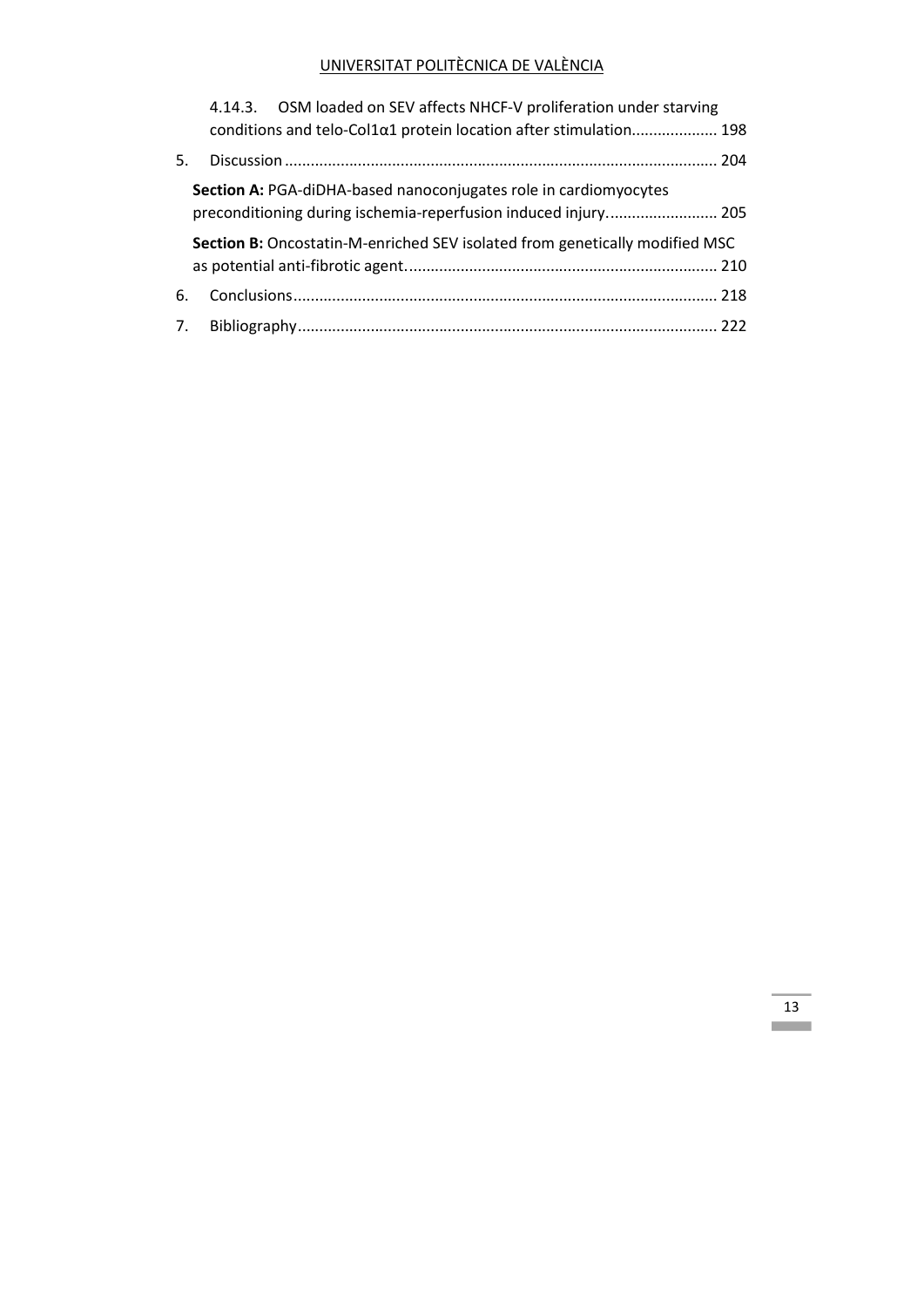4.14.3. OSM loaded on SEV affects NHCF-V proliferation under starving conditions and telo-Col1α1 protein location after stimulation.................... 198

5. Discussion ..................................................................................................... 204

**Section A:** PGA-diDHA-based nanoconjugates role in cardiomyocytes preconditioning during ischemia-reperfusion induced injury.......................... 205

**Section B:** Oncostatin-M-enriched SEV isolated from genetically modified MSC as potential anti-fibrotic agent........................................................................ 210

6. Conclusions.................................................................................................. 218

7. Bibliography.................................................................................................. 222